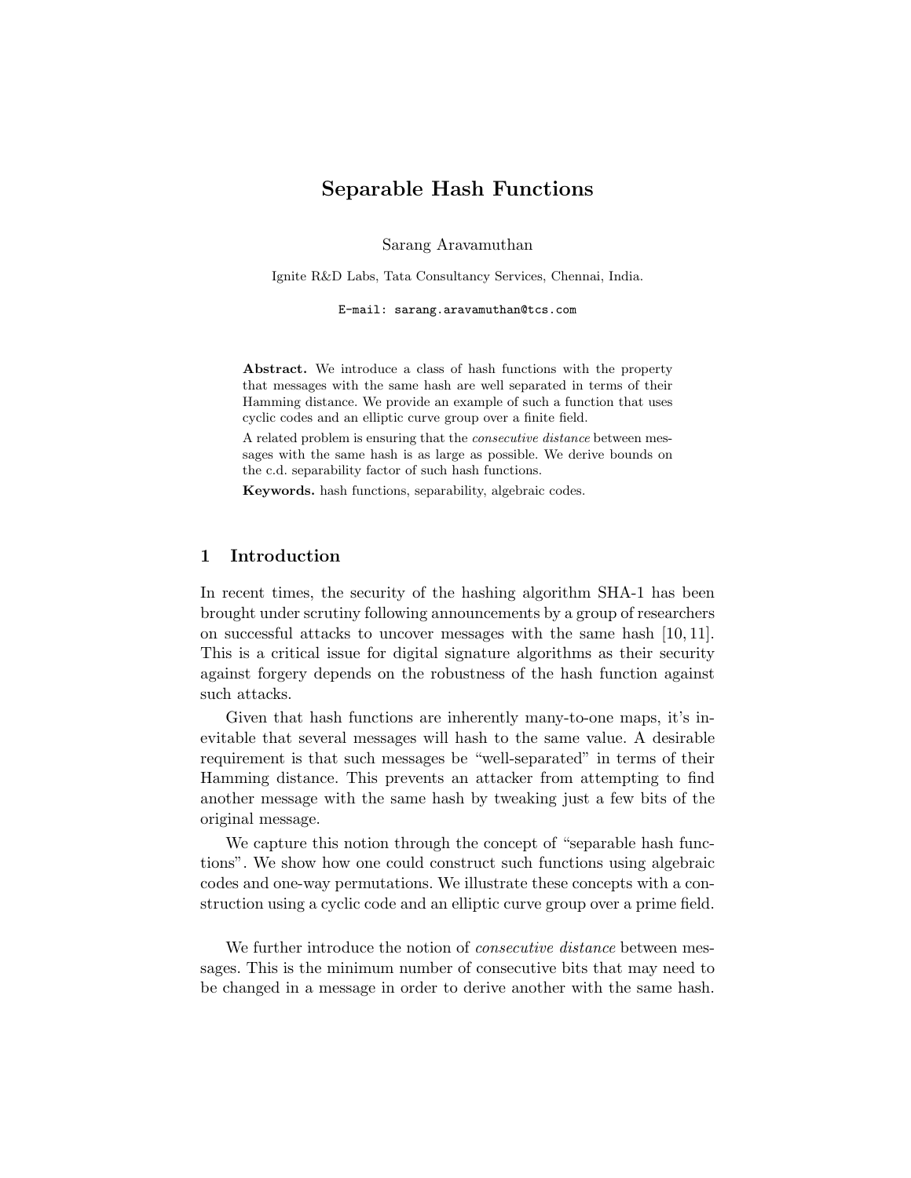# Separable Hash Functions

Sarang Aravamuthan

Ignite R&D Labs, Tata Consultancy Services, Chennai, India.

E-mail: sarang.aravamuthan@tcs.com

**Abstract.** We introduce a class of hash functions with the property that messages with the same hash are well separated in terms of their Hamming distance. We provide an example of such a function that uses cyclic codes and an elliptic curve group over a finite field.

A related problem is ensuring that the *consecutive distance* between messages with the same hash is as large as possible. We derive bounds on the c.d. separability factor of such hash functions.

**Keywords.** hash functions, separability, algebraic codes.

## 1 Introduction

In recent times, the security of the hashing algorithm SHA-1 has been brought under scrutiny following announcements by a group of researchers on successful attacks to uncover messages with the same hash [10, 11]. This is a critical issue for digital signature algorithms as their security against forgery depends on the robustness of the hash function against such attacks.

Given that hash functions are inherently many-to-one maps, it's inevitable that several messages will hash to the same value. A desirable requirement is that such messages be "well-separated" in terms of their Hamming distance. This prevents an attacker from attempting to find another message with the same hash by tweaking just a few bits of the original message.

We capture this notion through the concept of "separable hash functions". We show how one could construct such functions using algebraic codes and one-way permutations. We illustrate these concepts with a construction using a cyclic code and an elliptic curve group over a prime field.

We further introduce the notion of *consecutive distance* between messages. This is the minimum number of consecutive bits that may need to be changed in a message in order to derive another with the same hash.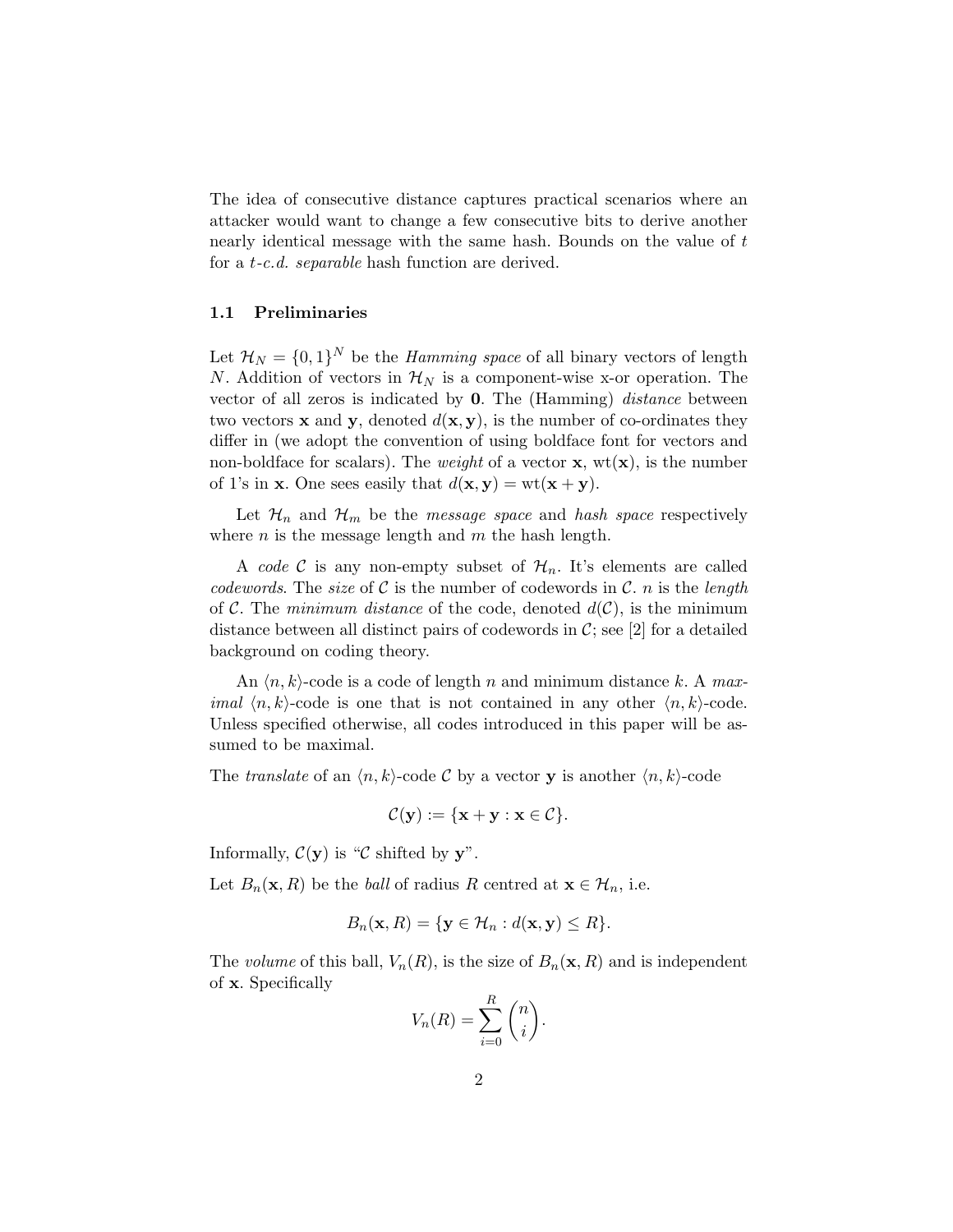The idea of consecutive distance captures practical scenarios where an attacker would want to change a few consecutive bits to derive another nearly identical message with the same hash. Bounds on the value of $t$ for a *t-c.d. separable* hash function are derived.

### 1.1 Preliminaries

Let $\mathcal{H}_N = \{0, 1\}^N$ be the *Hamming space* of all binary vectors of length $N$. Addition of vectors in $\mathcal{H}_N$ is a component-wise x-or operation. The vector of all zeros is indicated by $\mathbf{0}$. The (Hamming) *distance* between two vectors $\mathbf{x}$ and $\mathbf{y}$, denoted $d(\mathbf{x}, \mathbf{y})$, is the number of co-ordinates they differ in (we adopt the convention of using boldface font for vectors and non-boldface for scalars). The *weight* of a vector $\mathbf{x}$, $\mathrm{wt}(\mathbf{x})$, is the number of 1's in $\mathbf{x}$. One sees easily that $d(\mathbf{x}, \mathbf{y}) = \mathrm{wt}(\mathbf{x} + \mathbf{y})$.

Let $\mathcal{H}_n$ and $\mathcal{H}_m$ be the *message space* and *hash space* respectively where $n$ is the message length and $m$ the hash length.

A *code* $\mathcal{C}$ is any non-empty subset of $\mathcal{H}_n$. It's elements are called *codewords*. The *size* of $\mathcal{C}$ is the number of codewords in $\mathcal{C}$. $n$ is the *length* of $\mathcal{C}$. The *minimum distance* of the code, denoted $d(\mathcal{C})$, is the minimum distance between all distinct pairs of codewords in $\mathcal{C}$; see [2] for a detailed background on coding theory.

An $\langle n, k \rangle$-code is a code of length $n$ and minimum distance $k$. A *maximal* $\langle n, k \rangle$-code is one that is not contained in any other $\langle n, k \rangle$-code. Unless specified otherwise, all codes introduced in this paper will be assumed to be maximal.

The *translate* of an $\langle n, k \rangle$-code $\mathcal{C}$ by a vector $\mathbf{y}$ is another $\langle n, k \rangle$-code

$$\mathcal{C}(\mathbf{y}) := \{\mathbf{x} + \mathbf{y} : \mathbf{x} \in \mathcal{C}\}.$$

Informally, $\mathcal{C}(\mathbf{y})$ is "$\mathcal{C}$ shifted by $\mathbf{y}$".

Let $B_n(\mathbf{x}, R)$ be the *ball* of radius $R$ centred at $\mathbf{x} \in \mathcal{H}_n$, i.e.

$$B_n(\mathbf{x}, R) = \{\mathbf{y} \in \mathcal{H}_n : d(\mathbf{x}, \mathbf{y}) \leq R\}.$$

The *volume* of this ball, $V_n(R)$, is the size of $B_n(\mathbf{x}, R)$ and is independent of $\mathbf{x}$. Specifically

$$V_n(R) = \sum_{i=0}^{R} \binom{n}{i}.$$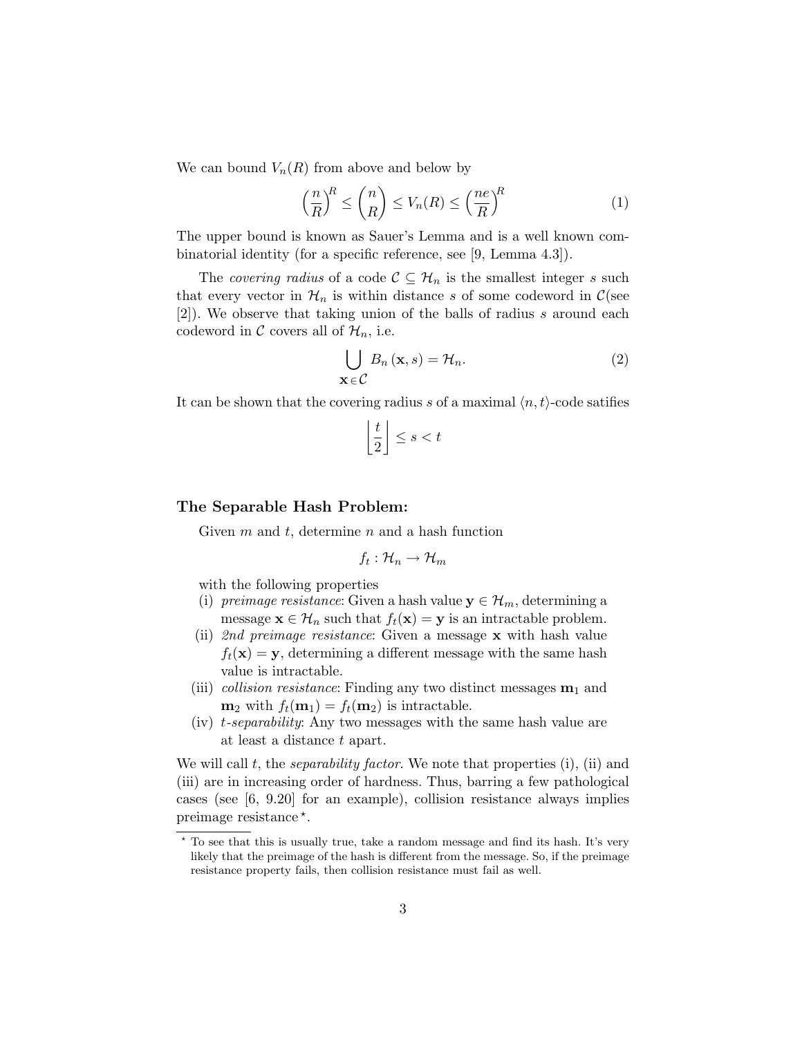We can bound $V_n(R)$ from above and below by

$$\left(\frac{n}{R}\right)^R \leq \binom{n}{R} \leq V_n(R) \leq \left(\frac{ne}{R}\right)^R \tag{1}$$

The upper bound is known as Sauer's Lemma and is a well known combinatorial identity (for a specific reference, see [9, Lemma 4.3]).

The *covering radius* of a code $\mathcal{C} \subseteq \mathcal{H}_n$ is the smallest integer $s$ such that every vector in $\mathcal{H}_n$ is within distance $s$ of some codeword in $\mathcal{C}$(see [2]). We observe that taking union of the balls of radius $s$ around each codeword in $\mathcal{C}$ covers all of $\mathcal{H}_n$, i.e.

$$\bigcup_{\mathbf{x} \in \mathcal{C}} B_n(\mathbf{x}, s) = \mathcal{H}_n. \tag{2}$$

It can be shown that the covering radius $s$ of a maximal $\langle n, t \rangle$-code satifies

$$\left\lfloor \frac{t}{2} \right\rfloor \leq s < t$$

### The Separable Hash Problem:

Given $m$ and $t$, determine $n$ and a hash function

$$f_t : \mathcal{H}_n \to \mathcal{H}_m$$

with the following properties

(i) *preimage resistance*: Given a hash value $\mathbf{y} \in \mathcal{H}_m$, determining a message $\mathbf{x} \in \mathcal{H}_n$ such that $f_t(\mathbf{x}) = \mathbf{y}$ is an intractable problem.

(ii) *2nd preimage resistance*: Given a message $\mathbf{x}$ with hash value $f_t(\mathbf{x}) = \mathbf{y}$, determining a different message with the same hash value is intractable.

(iii) *collision resistance*: Finding any two distinct messages $\mathbf{m}_1$ and $\mathbf{m}_2$ with $f_t(\mathbf{m}_1) = f_t(\mathbf{m}_2)$ is intractable.

(iv) *t-separability*: Any two messages with the same hash value are at least a distance $t$ apart.

We will call $t$, the *separability factor*. We note that properties (i), (ii) and (iii) are in increasing order of hardness. Thus, barring a few pathological cases (see [6, 9.20] for an example), collision resistance always implies preimage resistance*.

* To see that this is usually true, take a random message and find its hash. It's very likely that the preimage of the hash is different from the message. So, if the preimage resistance property fails, then collision resistance must fail as well.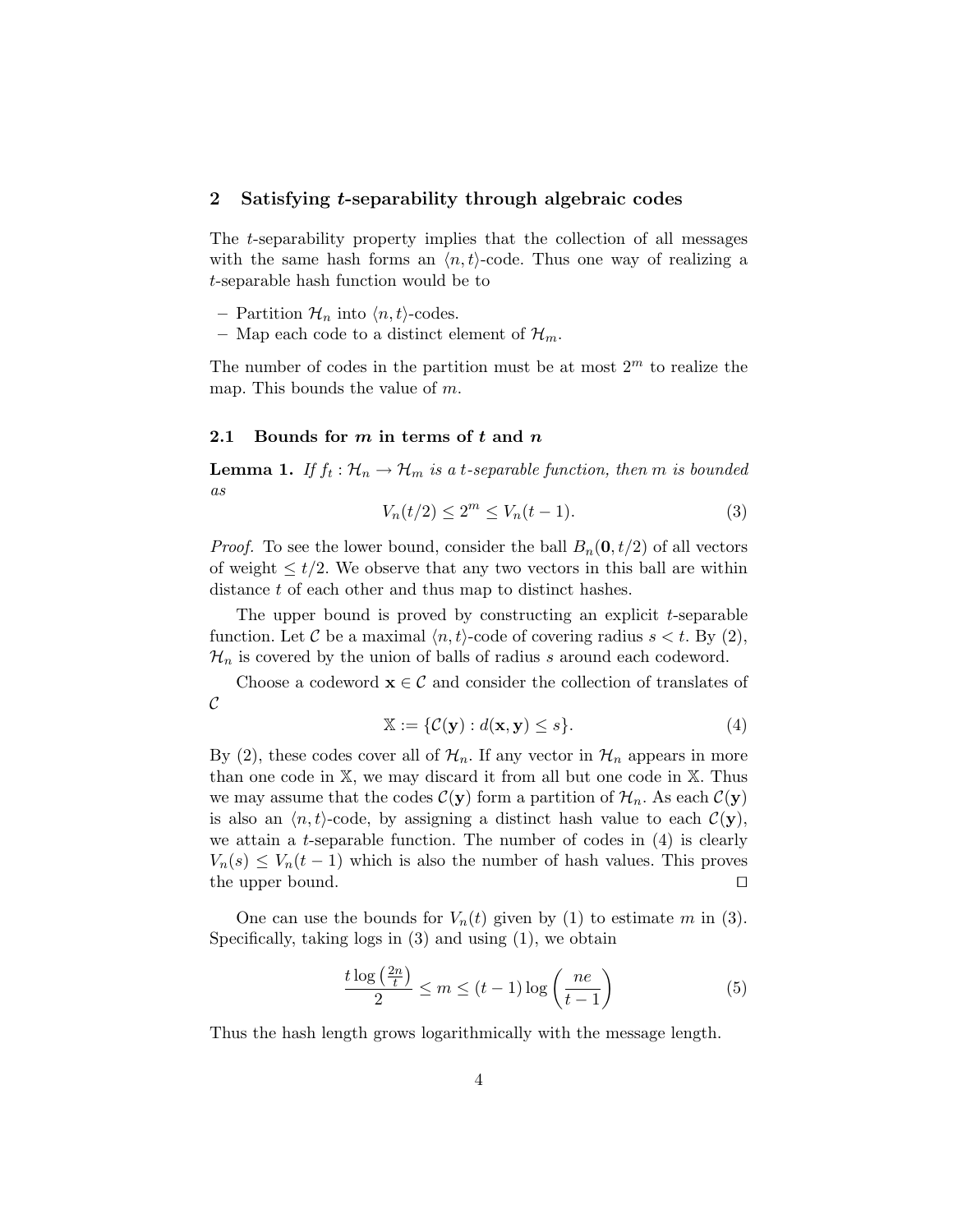## 2 Satisfying $t$-separability through algebraic codes

The $t$-separability property implies that the collection of all messages with the same hash forms an $\langle n, t\rangle$-code. Thus one way of realizing a $t$-separable hash function would be to

- Partition $\mathcal{H}_n$ into $\langle n, t\rangle$-codes.
- Map each code to a distinct element of $\mathcal{H}_m$.

The number of codes in the partition must be at most $2^m$ to realize the map. This bounds the value of $m$.

### 2.1 Bounds for $m$ in terms of $t$ and $n$

**Lemma 1.** *If $f_t : \mathcal{H}_n \to \mathcal{H}_m$ is a $t$-separable function, then $m$ is bounded as*

$$V_n(t/2) \leq 2^m \leq V_n(t-1). \tag{3}$$

*Proof.* To see the lower bound, consider the ball $B_n(\mathbf{0}, t/2)$ of all vectors of weight $\leq t/2$. We observe that any two vectors in this ball are within distance $t$ of each other and thus map to distinct hashes.

The upper bound is proved by constructing an explicit $t$-separable function. Let $\mathcal{C}$ be a maximal $\langle n, t\rangle$-code of covering radius $s < t$. By (2), $\mathcal{H}_n$ is covered by the union of balls of radius $s$ around each codeword.

Choose a codeword $\mathbf{x} \in \mathcal{C}$ and consider the collection of translates of $\mathcal{C}$

$$\mathbb{X} := \{\mathcal{C}(\mathbf{y}) : d(\mathbf{x}, \mathbf{y}) \leq s\}. \tag{4}$$

By (2), these codes cover all of $\mathcal{H}_n$. If any vector in $\mathcal{H}_n$ appears in more than one code in $\mathbb{X}$, we may discard it from all but one code in $\mathbb{X}$. Thus we may assume that the codes $\mathcal{C}(\mathbf{y})$ form a partition of $\mathcal{H}_n$. As each $\mathcal{C}(\mathbf{y})$ is also an $\langle n, t\rangle$-code, by assigning a distinct hash value to each $\mathcal{C}(\mathbf{y})$, we attain a $t$-separable function. The number of codes in (4) is clearly $V_n(s) \leq V_n(t-1)$ which is also the number of hash values. This proves the upper bound. ◻

One can use the bounds for $V_n(t)$ given by (1) to estimate $m$ in (3). Specifically, taking logs in (3) and using (1), we obtain

$$\frac{t \log\left(\frac{2n}{t}\right)}{2} \leq m \leq (t-1)\log\left(\frac{ne}{t-1}\right) \tag{5}$$

Thus the hash length grows logarithmically with the message length.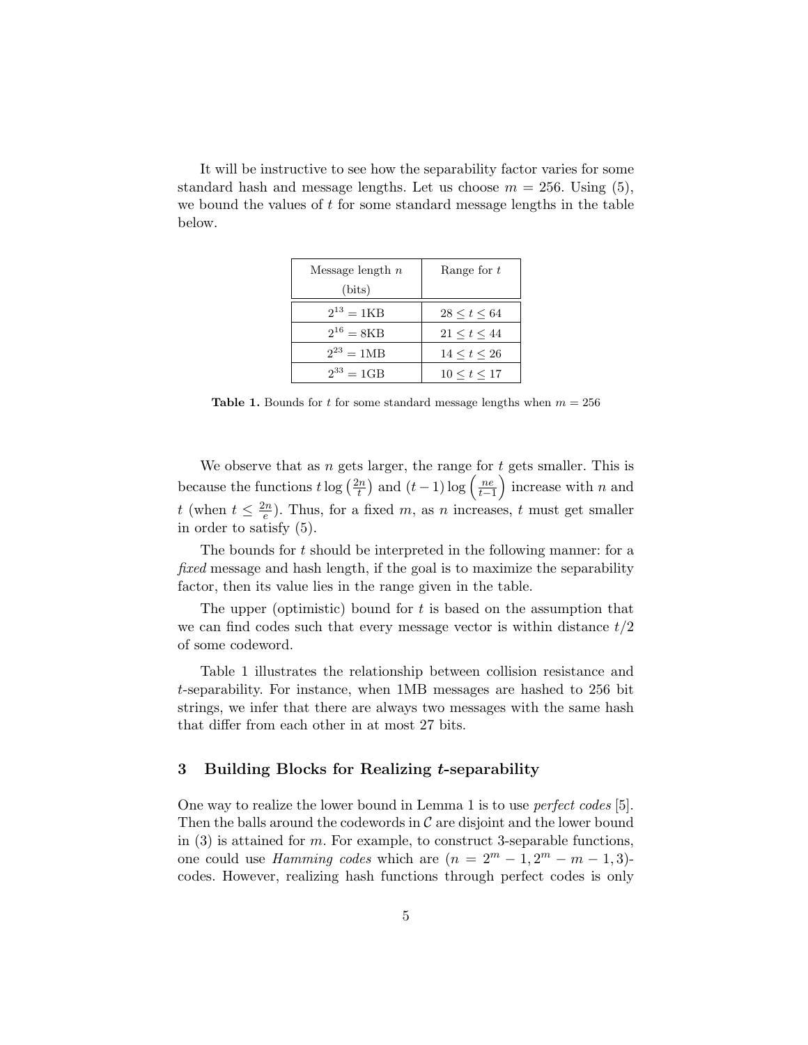It will be instructive to see how the separability factor varies for some standard hash and message lengths. Let us choose $m = 256$. Using (5), we bound the values of $t$ for some standard message lengths in the table below.

| Message length $n$ (bits) | Range for $t$ |
|---|---|
| $2^{13} = 1\text{KB}$ | $28 \leq t \leq 64$ |
| $2^{16} = 8\text{KB}$ | $21 \leq t \leq 44$ |
| $2^{23} = 1\text{MB}$ | $14 \leq t \leq 26$ |
| $2^{33} = 1\text{GB}$ | $10 \leq t \leq 17$ |

**Table 1.** Bounds for $t$ for some standard message lengths when $m = 256$

We observe that as $n$ gets larger, the range for $t$ gets smaller. This is because the functions $t \log\left(\frac{2n}{t}\right)$ and $(t-1)\log\left(\frac{ne}{t-1}\right)$ increase with $n$ and $t$ (when $t \leq \frac{2n}{e}$). Thus, for a fixed $m$, as $n$ increases, $t$ must get smaller in order to satisfy (5).

The bounds for $t$ should be interpreted in the following manner: for a *fixed* message and hash length, if the goal is to maximize the separability factor, then its value lies in the range given in the table.

The upper (optimistic) bound for $t$ is based on the assumption that we can find codes such that every message vector is within distance $t/2$ of some codeword.

Table 1 illustrates the relationship between collision resistance and $t$-separability. For instance, when 1MB messages are hashed to 256 bit strings, we infer that there are always two messages with the same hash that differ from each other in at most 27 bits.

## 3 Building Blocks for Realizing $t$-separability

One way to realize the lower bound in Lemma 1 is to use *perfect codes* [5]. Then the balls around the codewords in $\mathcal{C}$ are disjoint and the lower bound in (3) is attained for $m$. For example, to construct 3-separable functions, one could use *Hamming codes* which are $(n = 2^m - 1, 2^m - m - 1, 3)$-codes. However, realizing hash functions through perfect codes is only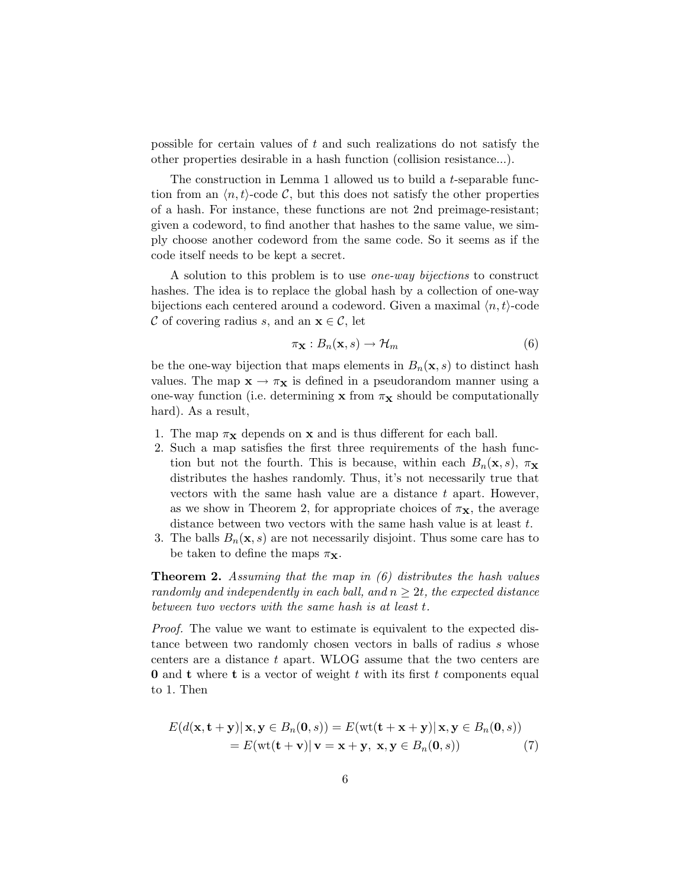possible for certain values of $t$ and such realizations do not satisfy the other properties desirable in a hash function (collision resistance...).

The construction in Lemma 1 allowed us to build a $t$-separable function from an $\langle n, t\rangle$-code $\mathcal{C}$, but this does not satisfy the other properties of a hash. For instance, these functions are not 2nd preimage-resistant; given a codeword, to find another that hashes to the same value, we simply choose another codeword from the same code. So it seems as if the code itself needs to be kept a secret.

A solution to this problem is to use *one-way bijections* to construct hashes. The idea is to replace the global hash by a collection of one-way bijections each centered around a codeword. Given a maximal $\langle n, t\rangle$-code $\mathcal{C}$ of covering radius $s$, and an $\mathbf{x} \in \mathcal{C}$, let

$$\pi_{\mathbf{x}} : B_n(\mathbf{x}, s) \to \mathcal{H}_m \tag{6}$$

be the one-way bijection that maps elements in $B_n(\mathbf{x}, s)$ to distinct hash values. The map $\mathbf{x} \to \pi_{\mathbf{x}}$ is defined in a pseudorandom manner using a one-way function (i.e. determining $\mathbf{x}$ from $\pi_{\mathbf{x}}$ should be computationally hard). As a result,

1. The map $\pi_{\mathbf{x}}$ depends on $\mathbf{x}$ and is thus different for each ball.
2. Such a map satisfies the first three requirements of the hash function but not the fourth. This is because, within each $B_n(\mathbf{x}, s)$, $\pi_{\mathbf{x}}$ distributes the hashes randomly. Thus, it's not necessarily true that vectors with the same hash value are a distance $t$ apart. However, as we show in Theorem 2, for appropriate choices of $\pi_{\mathbf{x}}$, the average distance between two vectors with the same hash value is at least $t$.
3. The balls $B_n(\mathbf{x}, s)$ are not necessarily disjoint. Thus some care has to be taken to define the maps $\pi_{\mathbf{x}}$.

**Theorem 2.** *Assuming that the map in (6) distributes the hash values randomly and independently in each ball, and $n \geq 2t$, the expected distance between two vectors with the same hash is at least $t$.*

*Proof.* The value we want to estimate is equivalent to the expected distance between two randomly chosen vectors in balls of radius $s$ whose centers are a distance $t$ apart. WLOG assume that the two centers are $\mathbf{0}$ and $\mathbf{t}$ where $\mathbf{t}$ is a vector of weight $t$ with its first $t$ components equal to 1. Then

$$\begin{aligned} E(d(\mathbf{x}, \mathbf{t} + \mathbf{y}) | \, \mathbf{x}, \mathbf{y} \in B_n(\mathbf{0}, s)) &= E(\mathrm{wt}(\mathbf{t} + \mathbf{x} + \mathbf{y}) | \, \mathbf{x}, \mathbf{y} \in B_n(\mathbf{0}, s)) \\ &= E(\mathrm{wt}(\mathbf{t} + \mathbf{v}) | \, \mathbf{v} = \mathbf{x} + \mathbf{y}, \; \mathbf{x}, \mathbf{y} \in B_n(\mathbf{0}, s)) \end{aligned} \tag{7}$$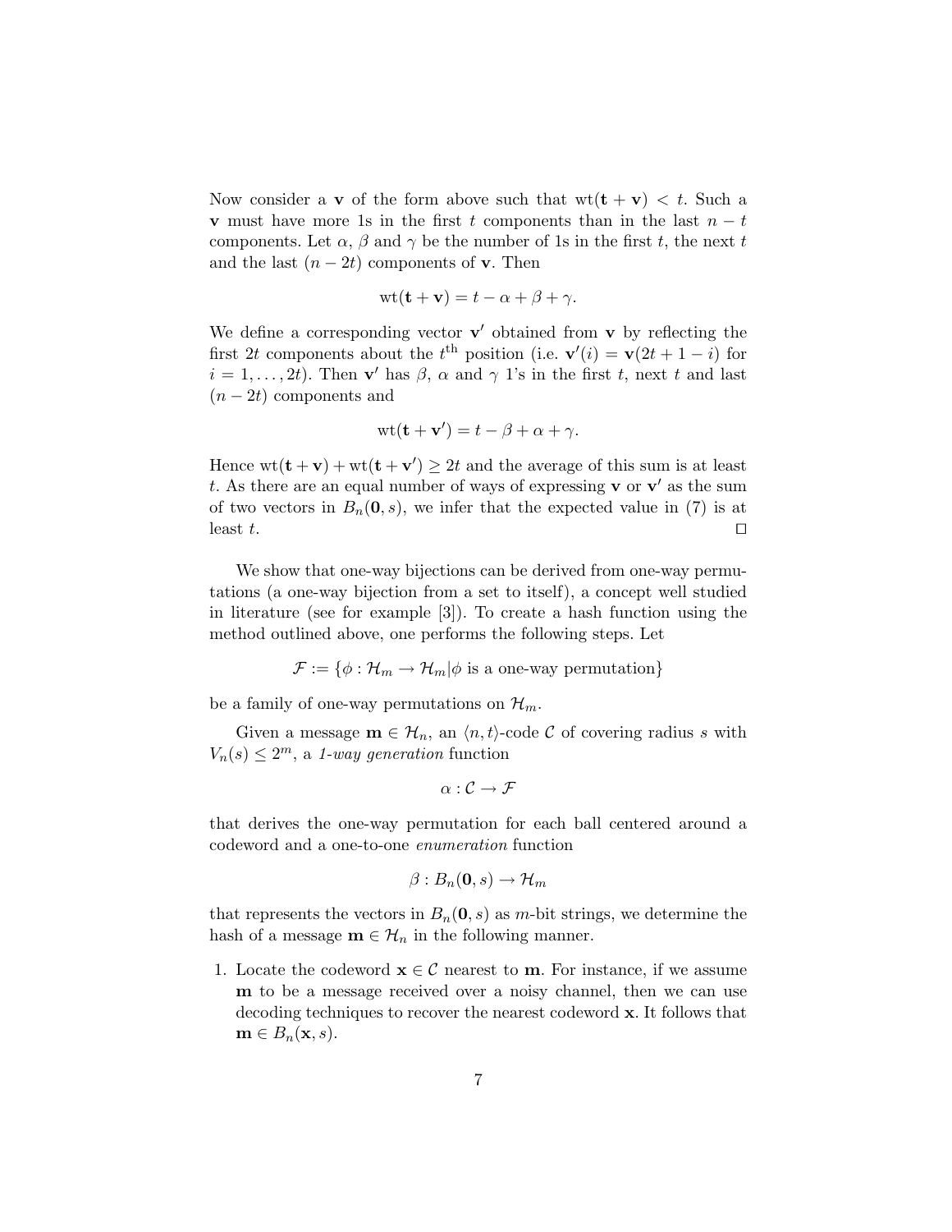Now consider a $\mathbf{v}$ of the form above such that $\text{wt}(\mathbf{t} + \mathbf{v}) < t$. Such a $\mathbf{v}$ must have more 1s in the first $t$ components than in the last $n - t$ components. Let $\alpha$, $\beta$ and $\gamma$ be the number of 1s in the first $t$, the next $t$ and the last $(n - 2t)$ components of $\mathbf{v}$. Then

$$\text{wt}(\mathbf{t} + \mathbf{v}) = t - \alpha + \beta + \gamma.$$

We define a corresponding vector $\mathbf{v}'$ obtained from $\mathbf{v}$ by reflecting the first $2t$ components about the $t^{\text{th}}$ position (i.e. $\mathbf{v}'(i) = \mathbf{v}(2t + 1 - i)$ for $i = 1, \ldots, 2t$). Then $\mathbf{v}'$ has $\beta$, $\alpha$ and $\gamma$ 1's in the first $t$, next $t$ and last $(n - 2t)$ components and

$$\text{wt}(\mathbf{t} + \mathbf{v}') = t - \beta + \alpha + \gamma.$$

Hence $\text{wt}(\mathbf{t} + \mathbf{v}) + \text{wt}(\mathbf{t} + \mathbf{v}') \geq 2t$ and the average of this sum is at least $t$. As there are an equal number of ways of expressing $\mathbf{v}$ or $\mathbf{v}'$ as the sum of two vectors in $B_n(\mathbf{0}, s)$, we infer that the expected value in (7) is at least $t$. $\square$

We show that one-way bijections can be derived from one-way permutations (a one-way bijection from a set to itself), a concept well studied in literature (see for example [3]). To create a hash function using the method outlined above, one performs the following steps. Let

$$\mathcal{F} := \{\phi : \mathcal{H}_m \to \mathcal{H}_m | \phi \text{ is a one-way permutation}\}$$

be a family of one-way permutations on $\mathcal{H}_m$.

Given a message $\mathbf{m} \in \mathcal{H}_n$, an $\langle n, t \rangle$-code $\mathcal{C}$ of covering radius $s$ with $V_n(s) \leq 2^m$, a *1-way generation* function

$$\alpha : \mathcal{C} \to \mathcal{F}$$

that derives the one-way permutation for each ball centered around a codeword and a one-to-one *enumeration* function

$$\beta : B_n(\mathbf{0}, s) \to \mathcal{H}_m$$

that represents the vectors in $B_n(\mathbf{0}, s)$ as $m$-bit strings, we determine the hash of a message $\mathbf{m} \in \mathcal{H}_n$ in the following manner.

1. Locate the codeword $\mathbf{x} \in \mathcal{C}$ nearest to $\mathbf{m}$. For instance, if we assume $\mathbf{m}$ to be a message received over a noisy channel, then we can use decoding techniques to recover the nearest codeword $\mathbf{x}$. It follows that $\mathbf{m} \in B_n(\mathbf{x}, s)$.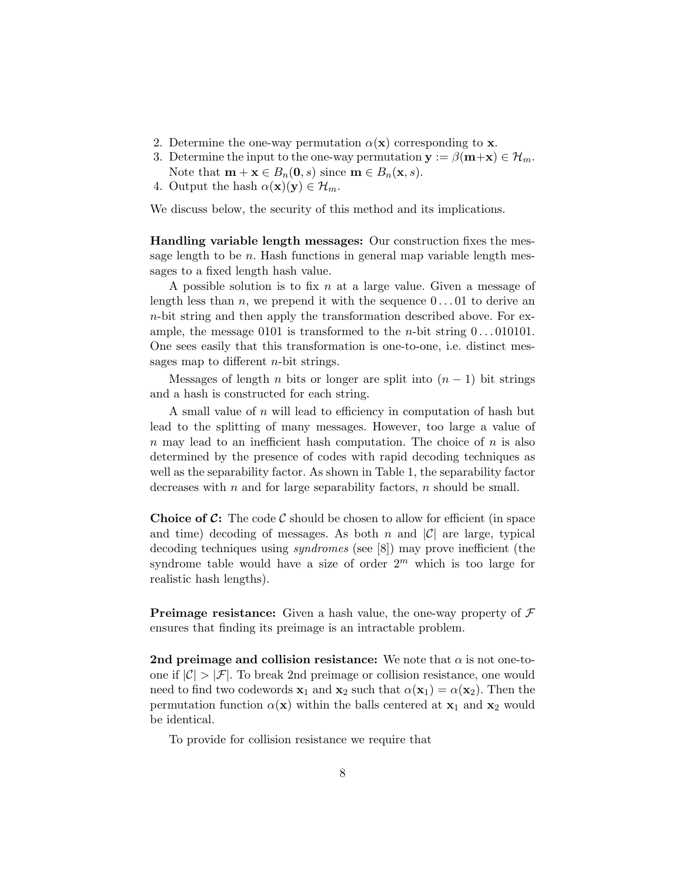2. Determine the one-way permutation $\alpha(\mathbf{x})$ corresponding to $\mathbf{x}$.
3. Determine the input to the one-way permutation $\mathbf{y} := \beta(\mathbf{m}+\mathbf{x}) \in \mathcal{H}_m$. Note that $\mathbf{m} + \mathbf{x} \in B_n(\mathbf{0}, s)$ since $\mathbf{m} \in B_n(\mathbf{x}, s)$.
4. Output the hash $\alpha(\mathbf{x})(\mathbf{y}) \in \mathcal{H}_m$.

We discuss below, the security of this method and its implications.

**Handling variable length messages:** Our construction fixes the message length to be $n$. Hash functions in general map variable length messages to a fixed length hash value.

A possible solution is to fix $n$ at a large value. Given a message of length less than $n$, we prepend it with the sequence $0 \ldots 01$ to derive an $n$-bit string and then apply the transformation described above. For example, the message 0101 is transformed to the $n$-bit string $0 \ldots 010101$. One sees easily that this transformation is one-to-one, i.e. distinct messages map to different $n$-bit strings.

Messages of length $n$ bits or longer are split into $(n-1)$ bit strings and a hash is constructed for each string.

A small value of $n$ will lead to efficiency in computation of hash but lead to the splitting of many messages. However, too large a value of $n$ may lead to an inefficient hash computation. The choice of $n$ is also determined by the presence of codes with rapid decoding techniques as well as the separability factor. As shown in Table 1, the separability factor decreases with $n$ and for large separability factors, $n$ should be small.

**Choice of $\mathcal{C}$:** The code $\mathcal{C}$ should be chosen to allow for efficient (in space and time) decoding of messages. As both $n$ and $|\mathcal{C}|$ are large, typical decoding techniques using *syndromes* (see [8]) may prove inefficient (the syndrome table would have a size of order $2^m$ which is too large for realistic hash lengths).

**Preimage resistance:** Given a hash value, the one-way property of $\mathcal{F}$ ensures that finding its preimage is an intractable problem.

**2nd preimage and collision resistance:** We note that $\alpha$ is not one-to-one if $|\mathcal{C}| > |\mathcal{F}|$. To break 2nd preimage or collision resistance, one would need to find two codewords $\mathbf{x}_1$ and $\mathbf{x}_2$ such that $\alpha(\mathbf{x}_1) = \alpha(\mathbf{x}_2)$. Then the permutation function $\alpha(\mathbf{x})$ within the balls centered at $\mathbf{x}_1$ and $\mathbf{x}_2$ would be identical.

To provide for collision resistance we require that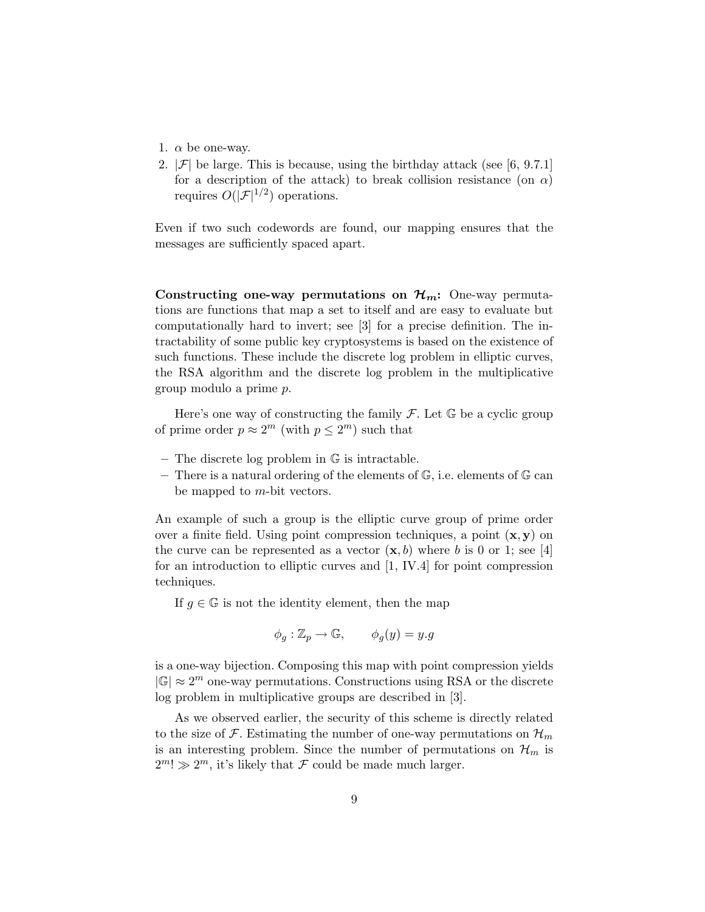1. $\alpha$ be one-way.
2. $|\mathcal{F}|$ be large. This is because, using the birthday attack (see [6, 9.7.1] for a description of the attack) to break collision resistance (on $\alpha$) requires $O(|\mathcal{F}|^{1/2})$ operations.

Even if two such codewords are found, our mapping ensures that the messages are sufficiently spaced apart.

**Constructing one-way permutations on $\mathcal{H}_m$:** One-way permutations are functions that map a set to itself and are easy to evaluate but computationally hard to invert; see [3] for a precise definition. The intractability of some public key cryptosystems is based on the existence of such functions. These include the discrete log problem in elliptic curves, the RSA algorithm and the discrete log problem in the multiplicative group modulo a prime $p$.

Here's one way of constructing the family $\mathcal{F}$. Let $\mathbb{G}$ be a cyclic group of prime order $p \approx 2^m$ (with $p \leq 2^m$) such that

- The discrete log problem in $\mathbb{G}$ is intractable.
- There is a natural ordering of the elements of $\mathbb{G}$, i.e. elements of $\mathbb{G}$ can be mapped to $m$-bit vectors.

An example of such a group is the elliptic curve group of prime order over a finite field. Using point compression techniques, a point $(\mathbf{x}, \mathbf{y})$ on the curve can be represented as a vector $(\mathbf{x}, b)$ where $b$ is 0 or 1; see [4] for an introduction to elliptic curves and [1, IV.4] for point compression techniques.

If $g \in \mathbb{G}$ is not the identity element, then the map

$$\phi_g : \mathbb{Z}_p \to \mathbb{G}, \qquad \phi_g(y) = y.g$$

is a one-way bijection. Composing this map with point compression yields $|\mathbb{G}| \approx 2^m$ one-way permutations. Constructions using RSA or the discrete log problem in multiplicative groups are described in [3].

As we observed earlier, the security of this scheme is directly related to the size of $\mathcal{F}$. Estimating the number of one-way permutations on $\mathcal{H}_m$ is an interesting problem. Since the number of permutations on $\mathcal{H}_m$ is $2^m! \gg 2^m$, it's likely that $\mathcal{F}$ could be made much larger.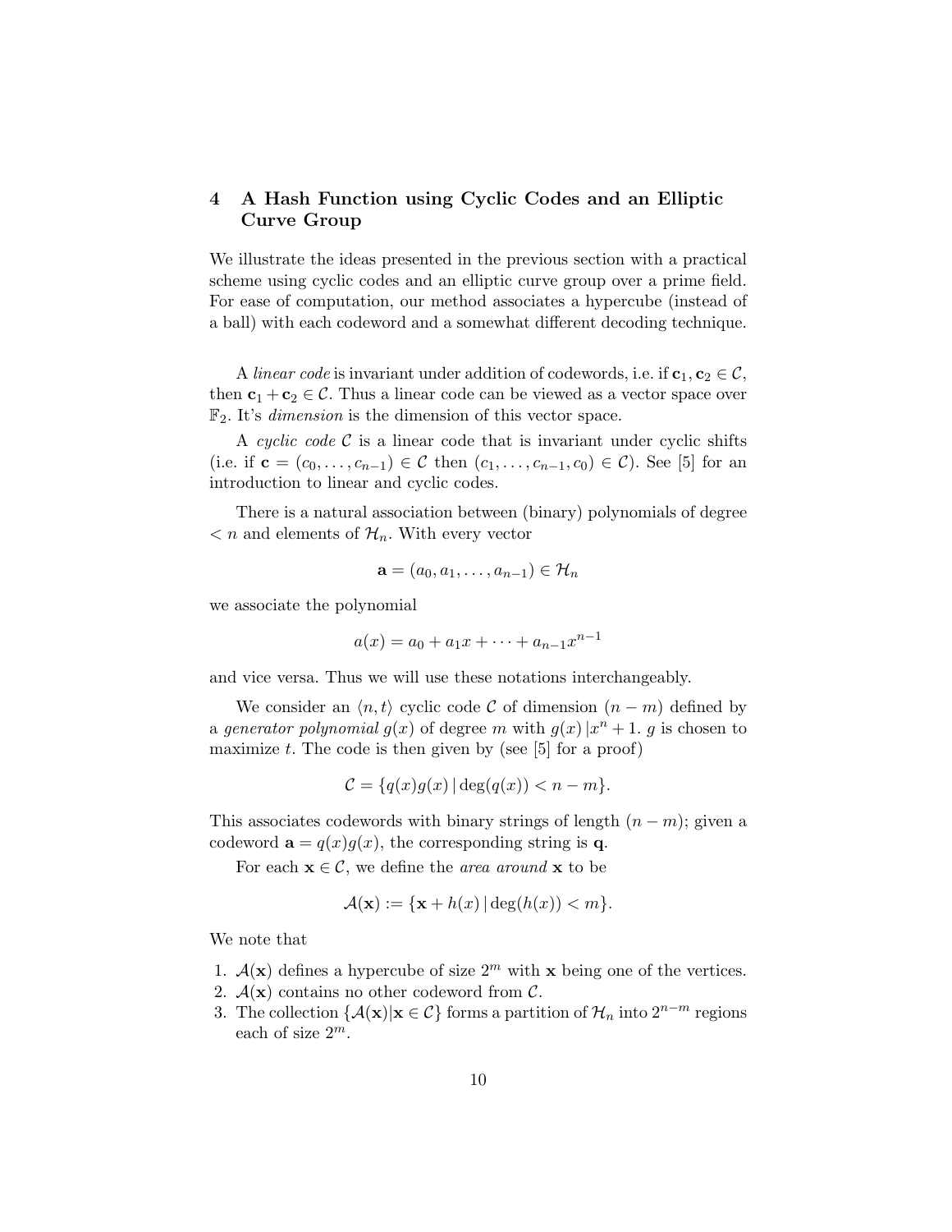## 4 A Hash Function using Cyclic Codes and an Elliptic Curve Group

We illustrate the ideas presented in the previous section with a practical scheme using cyclic codes and an elliptic curve group over a prime field. For ease of computation, our method associates a hypercube (instead of a ball) with each codeword and a somewhat different decoding technique.

A *linear code* is invariant under addition of codewords, i.e. if $\mathbf{c}_1, \mathbf{c}_2 \in \mathcal{C}$, then $\mathbf{c}_1 + \mathbf{c}_2 \in \mathcal{C}$. Thus a linear code can be viewed as a vector space over $\mathbb{F}_2$. It's *dimension* is the dimension of this vector space.

A *cyclic code* $\mathcal{C}$ is a linear code that is invariant under cyclic shifts (i.e. if $\mathbf{c} = (c_0, \ldots, c_{n-1}) \in \mathcal{C}$ then $(c_1, \ldots, c_{n-1}, c_0) \in \mathcal{C}$). See [5] for an introduction to linear and cyclic codes.

There is a natural association between (binary) polynomials of degree $< n$ and elements of $\mathcal{H}_n$. With every vector

$$\mathbf{a} = (a_0, a_1, \ldots, a_{n-1}) \in \mathcal{H}_n$$

we associate the polynomial

$$a(x) = a_0 + a_1 x + \cdots + a_{n-1} x^{n-1}$$

and vice versa. Thus we will use these notations interchangeably.

We consider an $\langle n, t \rangle$ cyclic code $\mathcal{C}$ of dimension $(n - m)$ defined by a *generator polynomial* $g(x)$ of degree $m$ with $g(x) \,|\, x^n + 1$. $g$ is chosen to maximize $t$. The code is then given by (see [5] for a proof)

$$\mathcal{C} = \{q(x)g(x) \,|\, \deg(q(x)) < n - m\}.$$

This associates codewords with binary strings of length $(n - m)$; given a codeword $\mathbf{a} = q(x)g(x)$, the corresponding string is $\mathbf{q}$.

For each $\mathbf{x} \in \mathcal{C}$, we define the *area around* $\mathbf{x}$ to be

$$\mathcal{A}(\mathbf{x}) := \{\mathbf{x} + h(x) \,|\, \deg(h(x)) < m\}.$$

We note that

1. $\mathcal{A}(\mathbf{x})$ defines a hypercube of size $2^m$ with $\mathbf{x}$ being one of the vertices.
2. $\mathcal{A}(\mathbf{x})$ contains no other codeword from $\mathcal{C}$.
3. The collection $\{\mathcal{A}(\mathbf{x}) | \mathbf{x} \in \mathcal{C}\}$ forms a partition of $\mathcal{H}_n$ into $2^{n-m}$ regions each of size $2^m$.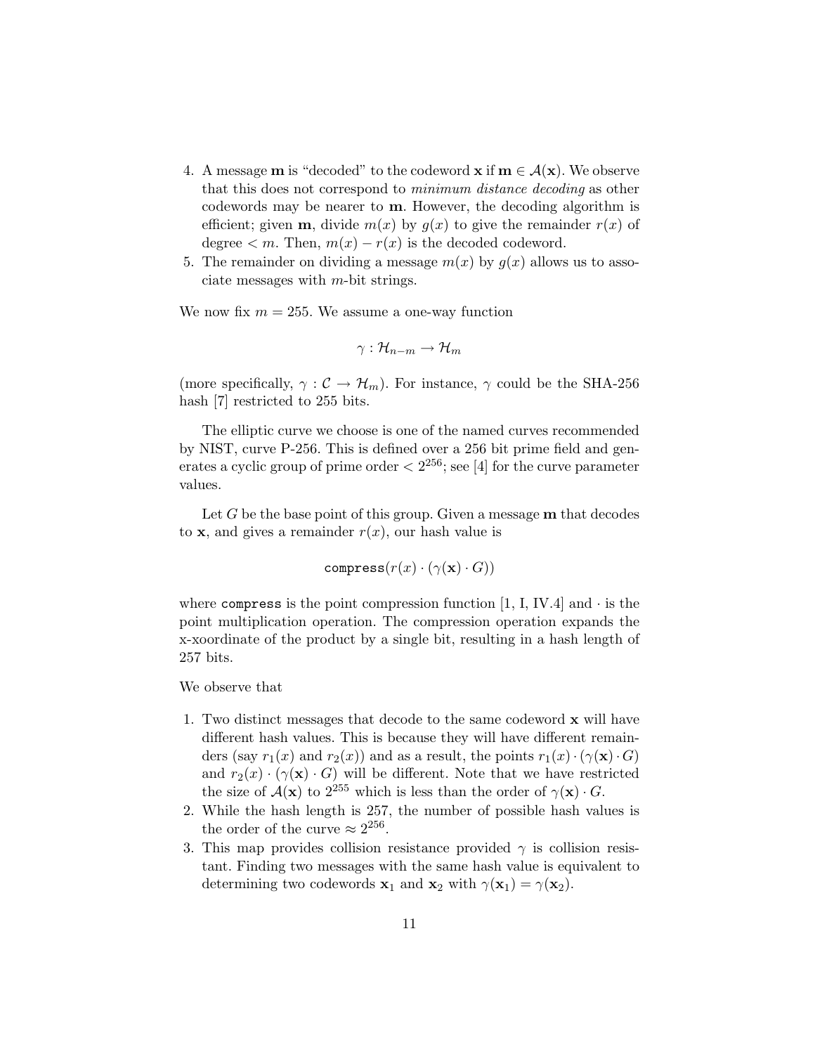4. A message $\mathbf{m}$ is "decoded" to the codeword $\mathbf{x}$ if $\mathbf{m} \in \mathcal{A}(\mathbf{x})$. We observe that this does not correspond to *minimum distance decoding* as other codewords may be nearer to $\mathbf{m}$. However, the decoding algorithm is efficient; given $\mathbf{m}$, divide $m(x)$ by $g(x)$ to give the remainder $r(x)$ of degree $< m$. Then, $m(x) - r(x)$ is the decoded codeword.
5. The remainder on dividing a message $m(x)$ by $g(x)$ allows us to associate messages with $m$-bit strings.

We now fix $m = 255$. We assume a one-way function

$$\gamma : \mathcal{H}_{n-m} \to \mathcal{H}_m$$

(more specifically, $\gamma : \mathcal{C} \to \mathcal{H}_m$). For instance, $\gamma$ could be the SHA-256 hash [7] restricted to 255 bits.

The elliptic curve we choose is one of the named curves recommended by NIST, curve P-256. This is defined over a 256 bit prime field and generates a cyclic group of prime order $< 2^{256}$; see [4] for the curve parameter values.

Let $G$ be the base point of this group. Given a message $\mathbf{m}$ that decodes to $\mathbf{x}$, and gives a remainder $r(x)$, our hash value is

$$\texttt{compress}(r(x) \cdot (\gamma(\mathbf{x}) \cdot G))$$

where `compress` is the point compression function [1, I, IV.4] and $\cdot$ is the point multiplication operation. The compression operation expands the x-xoordinate of the product by a single bit, resulting in a hash length of 257 bits.

We observe that

1. Two distinct messages that decode to the same codeword $\mathbf{x}$ will have different hash values. This is because they will have different remainders (say $r_1(x)$ and $r_2(x)$) and as a result, the points $r_1(x) \cdot (\gamma(\mathbf{x}) \cdot G)$ and $r_2(x) \cdot (\gamma(\mathbf{x}) \cdot G)$ will be different. Note that we have restricted the size of $\mathcal{A}(\mathbf{x})$ to $2^{255}$ which is less than the order of $\gamma(\mathbf{x}) \cdot G$.
2. While the hash length is 257, the number of possible hash values is the order of the curve $\approx 2^{256}$.
3. This map provides collision resistance provided $\gamma$ is collision resistant. Finding two messages with the same hash value is equivalent to determining two codewords $\mathbf{x}_1$ and $\mathbf{x}_2$ with $\gamma(\mathbf{x}_1) = \gamma(\mathbf{x}_2)$.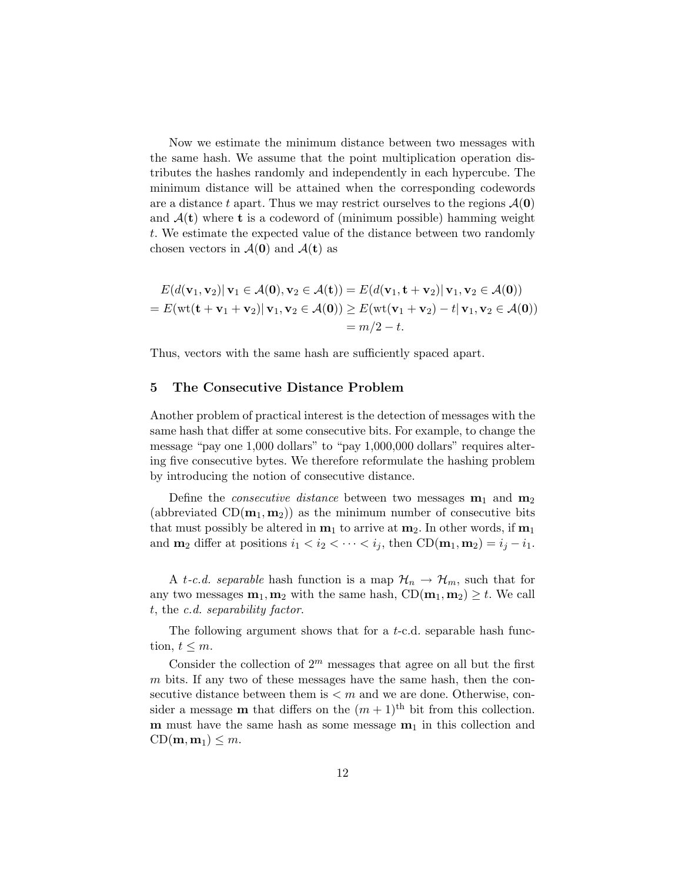Now we estimate the minimum distance between two messages with the same hash. We assume that the point multiplication operation distributes the hashes randomly and independently in each hypercube. The minimum distance will be attained when the corresponding codewords are a distance $t$ apart. Thus we may restrict ourselves to the regions $\mathcal{A}(\mathbf{0})$ and $\mathcal{A}(\mathbf{t})$ where $\mathbf{t}$ is a codeword of (minimum possible) hamming weight $t$. We estimate the expected value of the distance between two randomly chosen vectors in $\mathcal{A}(\mathbf{0})$ and $\mathcal{A}(\mathbf{t})$ as

$$
\begin{aligned}
&E(d(\mathbf{v}_1, \mathbf{v}_2) |\, \mathbf{v}_1 \in \mathcal{A}(\mathbf{0}), \mathbf{v}_2 \in \mathcal{A}(\mathbf{t})) = E(d(\mathbf{v}_1, \mathbf{t} + \mathbf{v}_2) |\, \mathbf{v}_1, \mathbf{v}_2 \in \mathcal{A}(\mathbf{0})) \\
&= E(\mathrm{wt}(\mathbf{t} + \mathbf{v}_1 + \mathbf{v}_2) |\, \mathbf{v}_1, \mathbf{v}_2 \in \mathcal{A}(\mathbf{0})) \geq E(\mathrm{wt}(\mathbf{v}_1 + \mathbf{v}_2) - t |\, \mathbf{v}_1, \mathbf{v}_2 \in \mathcal{A}(\mathbf{0})) \\
&= m/2 - t.
\end{aligned}
$$

Thus, vectors with the same hash are sufficiently spaced apart.

## 5 The Consecutive Distance Problem

Another problem of practical interest is the detection of messages with the same hash that differ at some consecutive bits. For example, to change the message "pay one 1,000 dollars" to "pay 1,000,000 dollars" requires altering five consecutive bytes. We therefore reformulate the hashing problem by introducing the notion of consecutive distance.

Define the *consecutive distance* between two messages $\mathbf{m}_1$ and $\mathbf{m}_2$ (abbreviated $\mathrm{CD}(\mathbf{m}_1, \mathbf{m}_2)$) as the minimum number of consecutive bits that must possibly be altered in $\mathbf{m}_1$ to arrive at $\mathbf{m}_2$. In other words, if $\mathbf{m}_1$ and $\mathbf{m}_2$ differ at positions $i_1 < i_2 < \cdots < i_j$, then $\mathrm{CD}(\mathbf{m}_1, \mathbf{m}_2) = i_j - i_1$.

A *t-c.d. separable* hash function is a map $\mathcal{H}_n \to \mathcal{H}_m$, such that for any two messages $\mathbf{m}_1, \mathbf{m}_2$ with the same hash, $\mathrm{CD}(\mathbf{m}_1, \mathbf{m}_2) \geq t$. We call $t$, the *c.d. separability factor*.

The following argument shows that for a $t$-c.d. separable hash function, $t \leq m$.

Consider the collection of $2^m$ messages that agree on all but the first $m$ bits. If any two of these messages have the same hash, then the consecutive distance between them is $< m$ and we are done. Otherwise, consider a message $\mathbf{m}$ that differs on the $(m+1)^{\text{th}}$ bit from this collection. $\mathbf{m}$ must have the same hash as some message $\mathbf{m}_1$ in this collection and $\mathrm{CD}(\mathbf{m}, \mathbf{m}_1) \leq m$.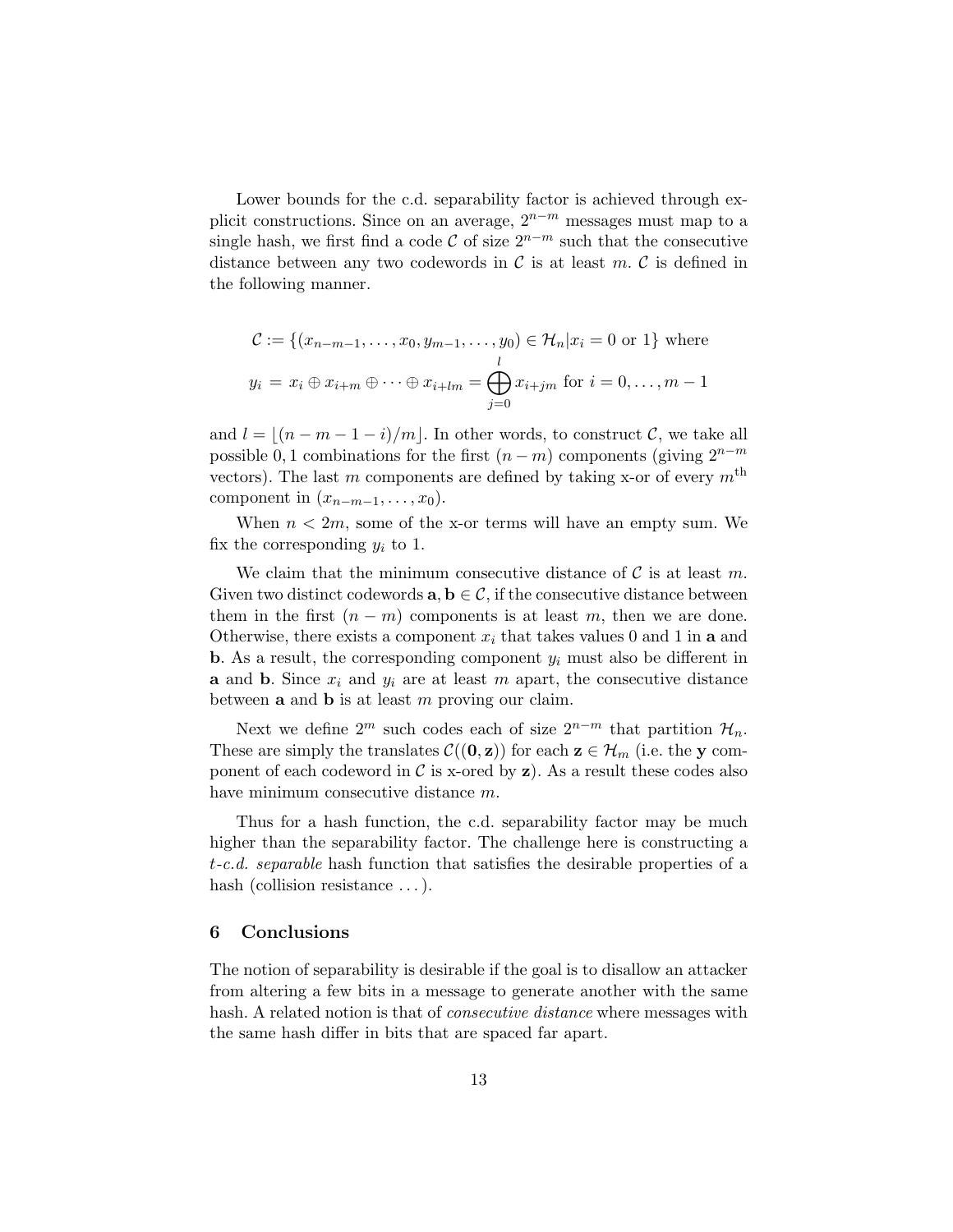Lower bounds for the c.d. separability factor is achieved through explicit constructions. Since on an average, $2^{n-m}$ messages must map to a single hash, we first find a code $\mathcal{C}$ of size $2^{n-m}$ such that the consecutive distance between any two codewords in $\mathcal{C}$ is at least $m$. $\mathcal{C}$ is defined in the following manner.

$$
\begin{aligned}
\mathcal{C} &:= \{(x_{n-m-1}, \ldots, x_0, y_{m-1}, \ldots, y_0) \in \mathcal{H}_n | x_i = 0 \text{ or } 1\} \text{ where} \\
y_i \;&=\; x_i \oplus x_{i+m} \oplus \cdots \oplus x_{i+lm} = \bigoplus_{j=0}^{l} x_{i+jm} \text{ for } i = 0, \ldots, m-1
\end{aligned}
$$

and $l = \lfloor (n-m-1-i)/m \rfloor$. In other words, to construct $\mathcal{C}$, we take all possible $0, 1$ combinations for the first $(n-m)$ components (giving $2^{n-m}$ vectors). The last $m$ components are defined by taking x-or of every $m^{\text{th}}$ component in $(x_{n-m-1}, \ldots, x_0)$.

When $n < 2m$, some of the x-or terms will have an empty sum. We fix the corresponding $y_i$ to 1.

We claim that the minimum consecutive distance of $\mathcal{C}$ is at least $m$. Given two distinct codewords $\mathbf{a}, \mathbf{b} \in \mathcal{C}$, if the consecutive distance between them in the first $(n-m)$ components is at least $m$, then we are done. Otherwise, there exists a component $x_i$ that takes values 0 and 1 in $\mathbf{a}$ and $\mathbf{b}$. As a result, the corresponding component $y_i$ must also be different in $\mathbf{a}$ and $\mathbf{b}$. Since $x_i$ and $y_i$ are at least $m$ apart, the consecutive distance between $\mathbf{a}$ and $\mathbf{b}$ is at least $m$ proving our claim.

Next we define $2^m$ such codes each of size $2^{n-m}$ that partition $\mathcal{H}_n$. These are simply the translates $\mathcal{C}((\mathbf{0}, \mathbf{z}))$ for each $\mathbf{z} \in \mathcal{H}_m$ (i.e. the $\mathbf{y}$ component of each codeword in $\mathcal{C}$ is x-ored by $\mathbf{z}$). As a result these codes also have minimum consecutive distance $m$.

Thus for a hash function, the c.d. separability factor may be much higher than the separability factor. The challenge here is constructing a *t-c.d. separable* hash function that satisfies the desirable properties of a hash (collision resistance . . . ).

## 6 Conclusions

The notion of separability is desirable if the goal is to disallow an attacker from altering a few bits in a message to generate another with the same hash. A related notion is that of *consecutive distance* where messages with the same hash differ in bits that are spaced far apart.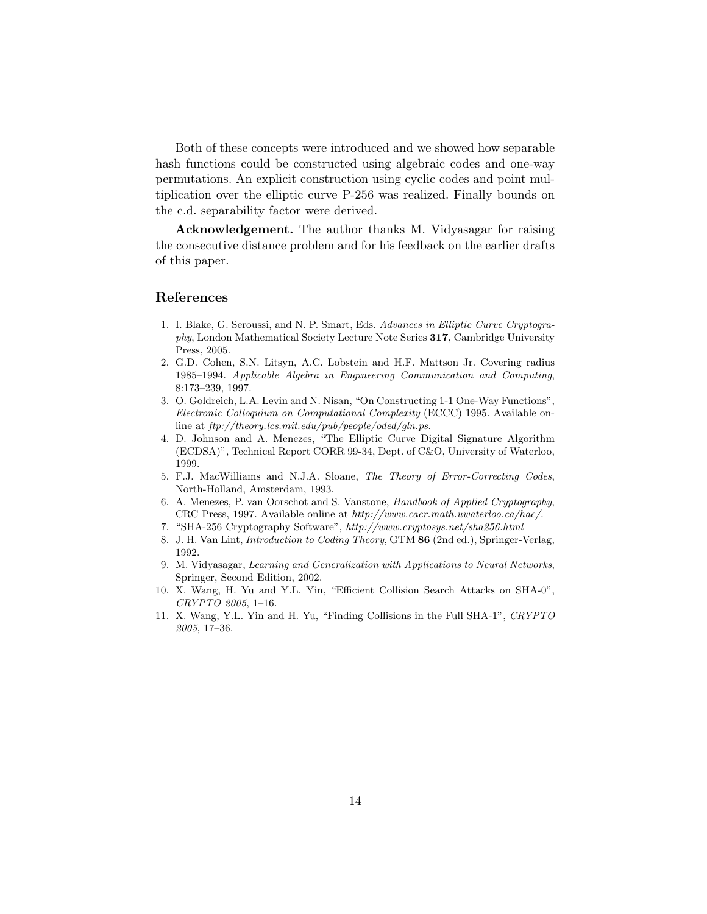Both of these concepts were introduced and we showed how separable hash functions could be constructed using algebraic codes and one-way permutations. An explicit construction using cyclic codes and point multiplication over the elliptic curve P-256 was realized. Finally bounds on the c.d. separability factor were derived.

**Acknowledgement.** The author thanks M. Vidyasagar for raising the consecutive distance problem and for his feedback on the earlier drafts of this paper.

## References

1. I. Blake, G. Seroussi, and N. P. Smart, Eds. *Advances in Elliptic Curve Cryptography*, London Mathematical Society Lecture Note Series **317**, Cambridge University Press, 2005.
2. G.D. Cohen, S.N. Litsyn, A.C. Lobstein and H.F. Mattson Jr. Covering radius 1985–1994. *Applicable Algebra in Engineering Communication and Computing*, 8:173–239, 1997.
3. O. Goldreich, L.A. Levin and N. Nisan, "On Constructing 1-1 One-Way Functions", *Electronic Colloquium on Computational Complexity* (ECCC) 1995. Available online at *ftp://theory.lcs.mit.edu/pub/people/oded/gln.ps*.
4. D. Johnson and A. Menezes, "The Elliptic Curve Digital Signature Algorithm (ECDSA)", Technical Report CORR 99-34, Dept. of C&O, University of Waterloo, 1999.
5. F.J. MacWilliams and N.J.A. Sloane, *The Theory of Error-Correcting Codes*, North-Holland, Amsterdam, 1993.
6. A. Menezes, P. van Oorschot and S. Vanstone, *Handbook of Applied Cryptography*, CRC Press, 1997. Available online at *http://www.cacr.math.uwaterloo.ca/hac/*.
7. "SHA-256 Cryptography Software", *http://www.cryptosys.net/sha256.html*
8. J. H. Van Lint, *Introduction to Coding Theory*, GTM **86** (2nd ed.), Springer-Verlag, 1992.
9. M. Vidyasagar, *Learning and Generalization with Applications to Neural Networks*, Springer, Second Edition, 2002.
10. X. Wang, H. Yu and Y.L. Yin, "Efficient Collision Search Attacks on SHA-0", *CRYPTO 2005*, 1–16.
11. X. Wang, Y.L. Yin and H. Yu, "Finding Collisions in the Full SHA-1", *CRYPTO 2005*, 17–36.